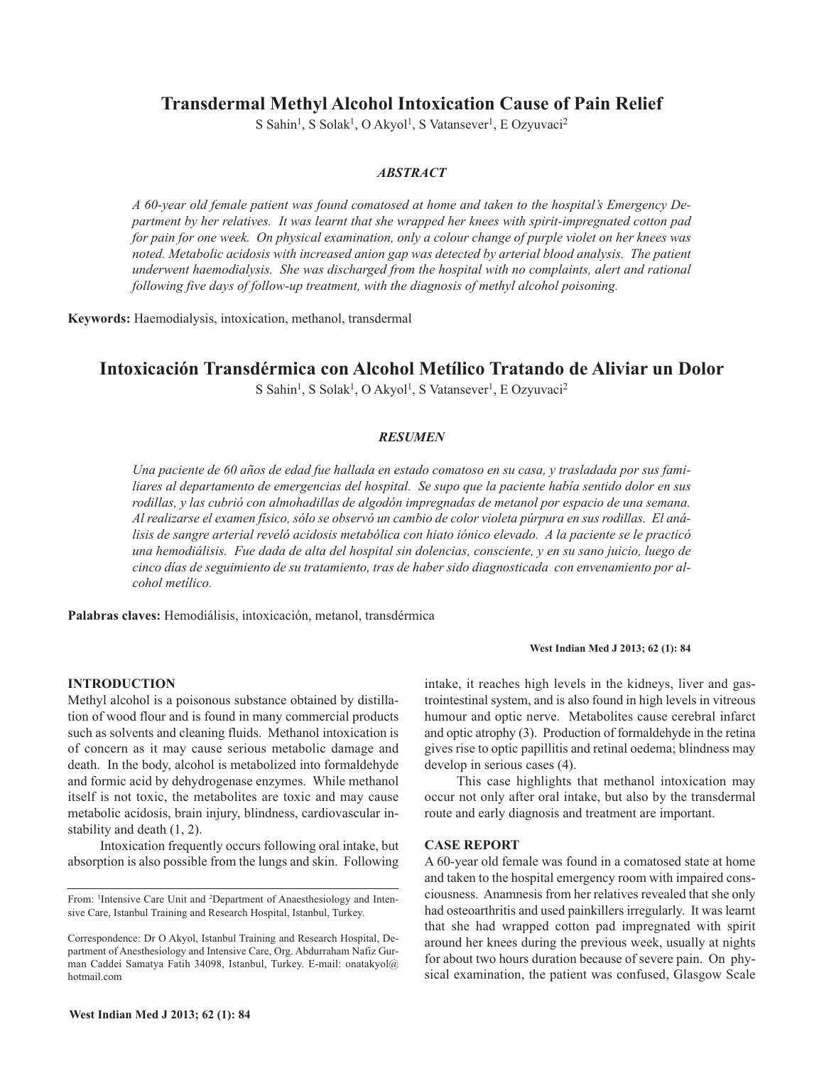# Transdermal Methyl Alcohol Intoxication Cause of Pain Relief

S Sahin[1], S Solak[1], O Akyol[1], S Vatansever[1], E Ozyuvaci[2]

### *ABSTRACT*

*A 60-year old female patient was found comatosed at home and taken to the hospital's Emergency Department by her relatives. It was learnt that she wrapped her knees with spirit-impregnated cotton pad for pain for one week. On physical examination, only a colour change of purple violet on her knees was noted. Metabolic acidosis with increased anion gap was detected by arterial blood analysis. The patient underwent haemodialysis. She was discharged from the hospital with no complaints, alert and rational following five days of follow-up treatment, with the diagnosis of methyl alcohol poisoning.*

**Keywords:** Haemodialysis, intoxication, methanol, transdermal

# Intoxicación Transdérmica con Alcohol Metílico Tratando de Aliviar un Dolor

S Sahin[1], S Solak[1], O Akyol[1], S Vatansever[1], E Ozyuvaci[2]

### *RESUMEN*

*Una paciente de 60 años de edad fue hallada en estado comatoso en su casa, y trasladada por sus familiares al departamento de emergencias del hospital. Se supo que la paciente había sentido dolor en sus rodillas, y las cubrió con almohadillas de algodón impregnadas de metanol por espacio de una semana. Al realizarse el examen físico, sólo se observó un cambio de color violeta púrpura en sus rodillas. El análisis de sangre arterial reveló acidosis metabólica con hiato iónico elevado. A la paciente se le practicó una hemodiálisis. Fue dada de alta del hospital sin dolencias, consciente, y en su sano juicio, luego de cinco días de seguimiento de su tratamiento, tras de haber sido diagnosticada con envenamiento por alcohol metílico.*

**Palabras claves:** Hemodiálisis, intoxicación, metanol, transdérmica

## INTRODUCTION

Methyl alcohol is a poisonous substance obtained by distillation of wood flour and is found in many commercial products such as solvents and cleaning fluids. Methanol intoxication is of concern as it may cause serious metabolic damage and death. In the body, alcohol is metabolized into formaldehyde and formic acid by dehydrogenase enzymes. While methanol itself is not toxic, the metabolites are toxic and may cause metabolic acidosis, brain injury, blindness, cardiovascular instability and death (1, 2).

Intoxication frequently occurs following oral intake, but absorption is also possible from the lungs and skin. Following intake, it reaches high levels in the kidneys, liver and gastrointestinal system, and is also found in high levels in vitreous humour and optic nerve. Metabolites cause cerebral infarct and optic atrophy (3). Production of formaldehyde in the retina gives rise to optic papillitis and retinal oedema; blindness may develop in serious cases (4).

This case highlights that methanol intoxication may occur not only after oral intake, but also by the transdermal route and early diagnosis and treatment are important.

## CASE REPORT

A 60-year old female was found in a comatosed state at home and taken to the hospital emergency room with impaired consciousness. Anamnesis from her relatives revealed that she only had osteoarthritis and used painkillers irregularly. It was learnt that she had wrapped cotton pad impregnated with spirit around her knees during the previous week, usually at nights for about two hours duration because of severe pain. On physical examination, the patient was confused, Glasgow Scale

---

From: [1]Intensive Care Unit and [2]Department of Anaesthesiology and Intensive Care, Istanbul Training and Research Hospital, Istanbul, Turkey.

Correspondence: Dr O Akyol, Istanbul Training and Research Hospital, Department of Anesthesiology and Intensive Care, Org. Abdurraham Nafiz Gurman Caddei Samatya Fatih 34098, Istanbul, Turkey. E-mail: onatakyol@hotmail.com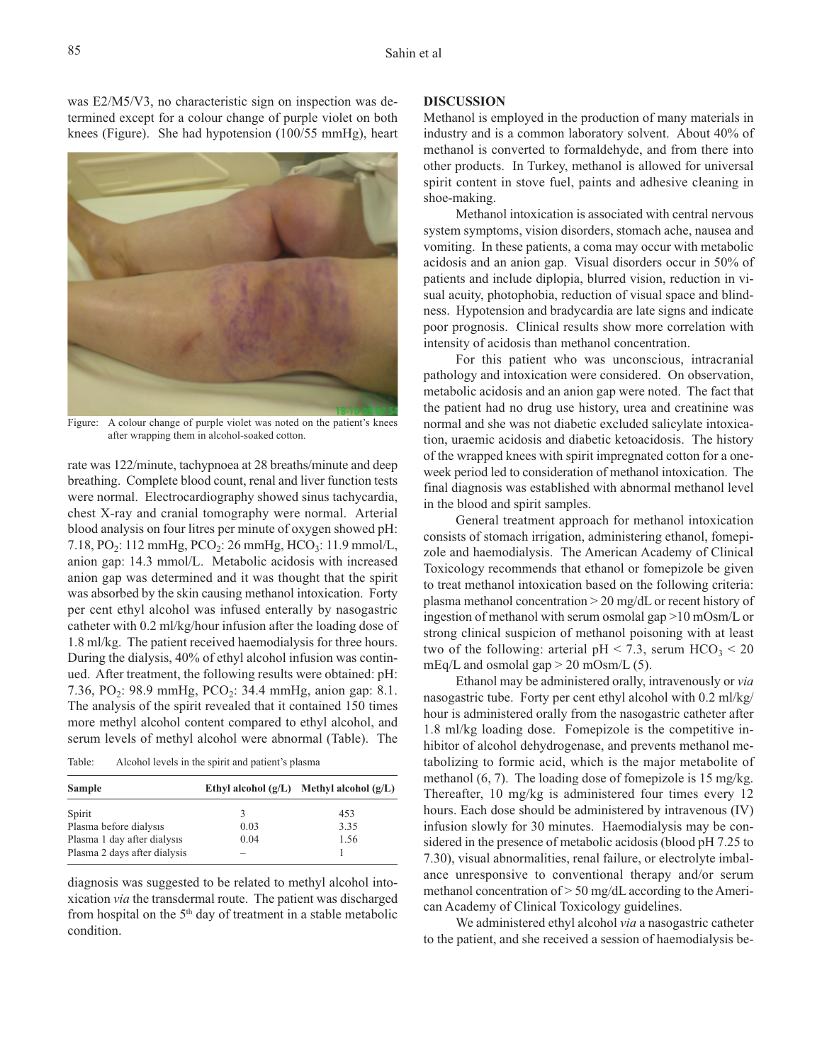was E2/M5/V3, no characteristic sign on inspection was determined except for a colour change of purple violet on both knees (Figure). She had hypotension (100/55 mmHg), heart rate was 122/minute, tachypnoea at 28 breaths/minute and deep breathing. Complete blood count, renal and liver function tests were normal. Electrocardiography showed sinus tachycardia, chest X-ray and cranial tomography were normal. Arterial blood analysis on four litres per minute of oxygen showed pH: 7.18, $PO_2$: 112 mmHg, $PCO_2$: 26 mmHg, $HCO_3$: 11.9 mmol/L, anion gap: 14.3 mmol/L. Metabolic acidosis with increased anion gap was determined and it was thought that the spirit was absorbed by the skin causing methanol intoxication. Forty per cent ethyl alcohol was infused enterally by nasogastric catheter with 0.2 ml/kg/hour infusion after the loading dose of 1.8 ml/kg. The patient received haemodialysis for three hours. During the dialysis, 40% of ethyl alcohol infusion was continued. After treatment, the following results were obtained: pH: 7.36, $PO_2$: 98.9 mmHg, $PCO_2$: 34.4 mmHg, anion gap: 8.1. The analysis of the spirit revealed that it contained 150 times more methyl alcohol content compared to ethyl alcohol, and serum levels of methyl alcohol were abnormal (Table). The diagnosis was suggested to be related to methyl alcohol intoxication *via* the transdermal route. The patient was discharged from hospital on the 5th day of treatment in a stable metabolic condition.

Figure: A colour change of purple violet was noted on the patient's knees after wrapping them in alcohol-soaked cotton.

Table: Alcohol levels in the spirit and patient's plasma

| Sample | Ethyl alcohol (g/L) | Methyl alcohol (g/L) |
|---|---|---|
| Spirit | 3 | 453 |
| Plasma before dialysis | 0.03 | 3.35 |
| Plasma 1 day after dialysis | 0.04 | 1.56 |
| Plasma 2 days after dialysis | – | 1 |

## DISCUSSION

Methanol is employed in the production of many materials in industry and is a common laboratory solvent. About 40% of methanol is converted to formaldehyde, and from there into other products. In Turkey, methanol is allowed for universal spirit content in stove fuel, paints and adhesive cleaning in shoe-making.

Methanol intoxication is associated with central nervous system symptoms, vision disorders, stomach ache, nausea and vomiting. In these patients, a coma may occur with metabolic acidosis and an anion gap. Visual disorders occur in 50% of patients and include diplopia, blurred vision, reduction in visual acuity, photophobia, reduction of visual space and blindness. Hypotension and bradycardia are late signs and indicate poor prognosis. Clinical results show more correlation with intensity of acidosis than methanol concentration.

For this patient who was unconscious, intracranial pathology and intoxication were considered. On observation, metabolic acidosis and an anion gap were noted. The fact that the patient had no drug use history, urea and creatinine was normal and she was not diabetic excluded salicylate intoxication, uraemic acidosis and diabetic ketoacidosis. The history of the wrapped knees with spirit impregnated cotton for a one-week period led to consideration of methanol intoxication. The final diagnosis was established with abnormal methanol level in the blood and spirit samples.

General treatment approach for methanol intoxication consists of stomach irrigation, administering ethanol, fomepizole and haemodialysis. The American Academy of Clinical Toxicology recommends that ethanol or fomepizole be given to treat methanol intoxication based on the following criteria: plasma methanol concentration > 20 mg/dL or recent history of ingestion of methanol with serum osmolal gap >10 mOsm/L or strong clinical suspicion of methanol poisoning with at least two of the following: arterial pH < 7.3, serum $HCO_3$ < 20 mEq/L and osmolal gap > 20 mOsm/L (5).

Ethanol may be administered orally, intravenously or *via* nasogastric tube. Forty per cent ethyl alcohol with 0.2 ml/kg/hour is administered orally from the nasogastric catheter after 1.8 ml/kg loading dose. Fomepizole is the competitive inhibitor of alcohol dehydrogenase, and prevents methanol metabolizing to formic acid, which is the major metabolite of methanol (6, 7). The loading dose of fomepizole is 15 mg/kg. Thereafter, 10 mg/kg is administered four times every 12 hours. Each dose should be administered by intravenous (IV) infusion slowly for 30 minutes. Haemodialysis may be considered in the presence of metabolic acidosis (blood pH 7.25 to 7.30), visual abnormalities, renal failure, or electrolyte imbalance unresponsive to conventional therapy and/or serum methanol concentration of > 50 mg/dL according to the American Academy of Clinical Toxicology guidelines.

We administered ethyl alcohol *via* a nasogastric catheter to the patient, and she received a session of haemodialysis be-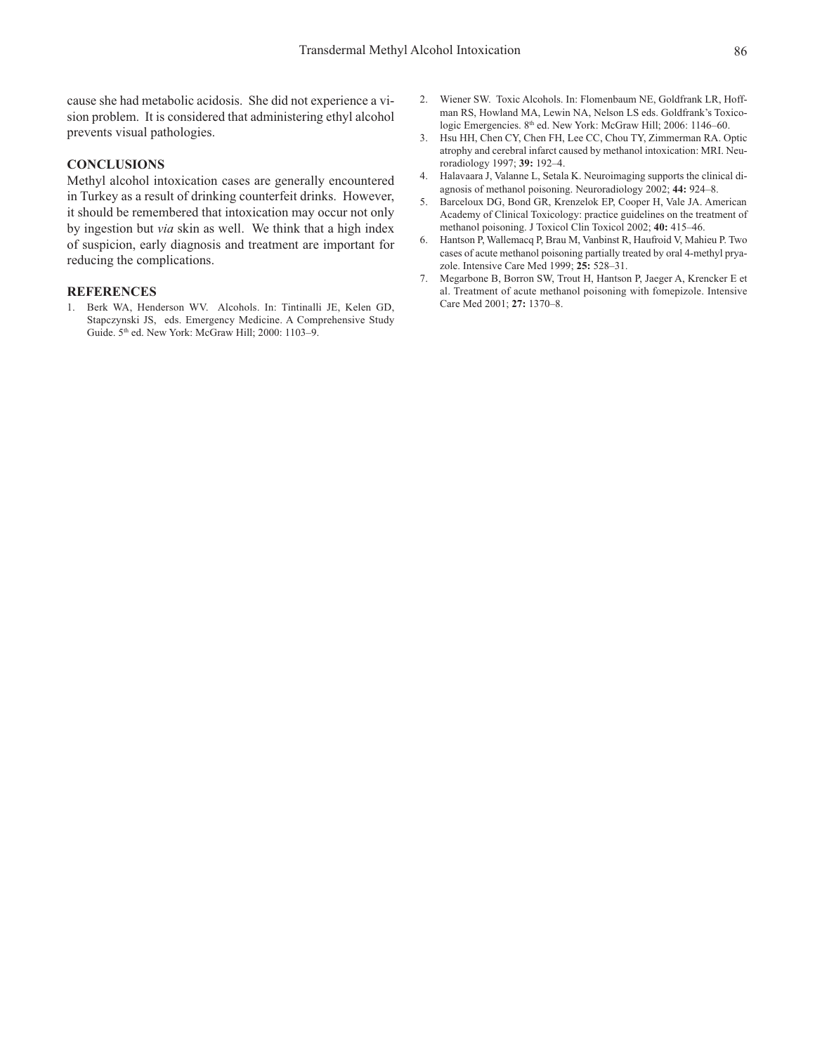cause she had metabolic acidosis. She did not experience a vision problem. It is considered that administering ethyl alcohol prevents visual pathologies.

## CONCLUSIONS

Methyl alcohol intoxication cases are generally encountered in Turkey as a result of drinking counterfeit drinks. However, it should be remembered that intoxication may occur not only by ingestion but *via* skin as well. We think that a high index of suspicion, early diagnosis and treatment are important for reducing the complications.

## REFERENCES

1. Berk WA, Henderson WV. Alcohols. In: Tintinalli JE, Kelen GD, Stapczynski JS, eds. Emergency Medicine. A Comprehensive Study Guide. 5th ed. New York: McGraw Hill; 2000: 1103–9.
2. Wiener SW. Toxic Alcohols. In: Flomenbaum NE, Goldfrank LR, Hoffman RS, Howland MA, Lewin NA, Nelson LS eds. Goldfrank's Toxicologic Emergencies. 8th ed. New York: McGraw Hill; 2006: 1146–60.
3. Hsu HH, Chen CY, Chen FH, Lee CC, Chou TY, Zimmerman RA. Optic atrophy and cerebral infarct caused by methanol intoxication: MRI. Neuroradiology 1997; **39:** 192–4.
4. Halavaara J, Valanne L, Setala K. Neuroimaging supports the clinical diagnosis of methanol poisoning. Neuroradiology 2002; **44:** 924–8.
5. Barceloux DG, Bond GR, Krenzelok EP, Cooper H, Vale JA. American Academy of Clinical Toxicology: practice guidelines on the treatment of methanol poisoning. J Toxicol Clin Toxicol 2002; **40:** 415–46.
6. Hantson P, Wallemacq P, Brau M, Vanbinst R, Haufroid V, Mahieu P. Two cases of acute methanol poisoning partially treated by oral 4-methyl pryazole. Intensive Care Med 1999; **25:** 528–31.
7. Megarbone B, Borron SW, Trout H, Hantson P, Jaeger A, Krencker E et al. Treatment of acute methanol poisoning with fomepizole. Intensive Care Med 2001; **27:** 1370–8.